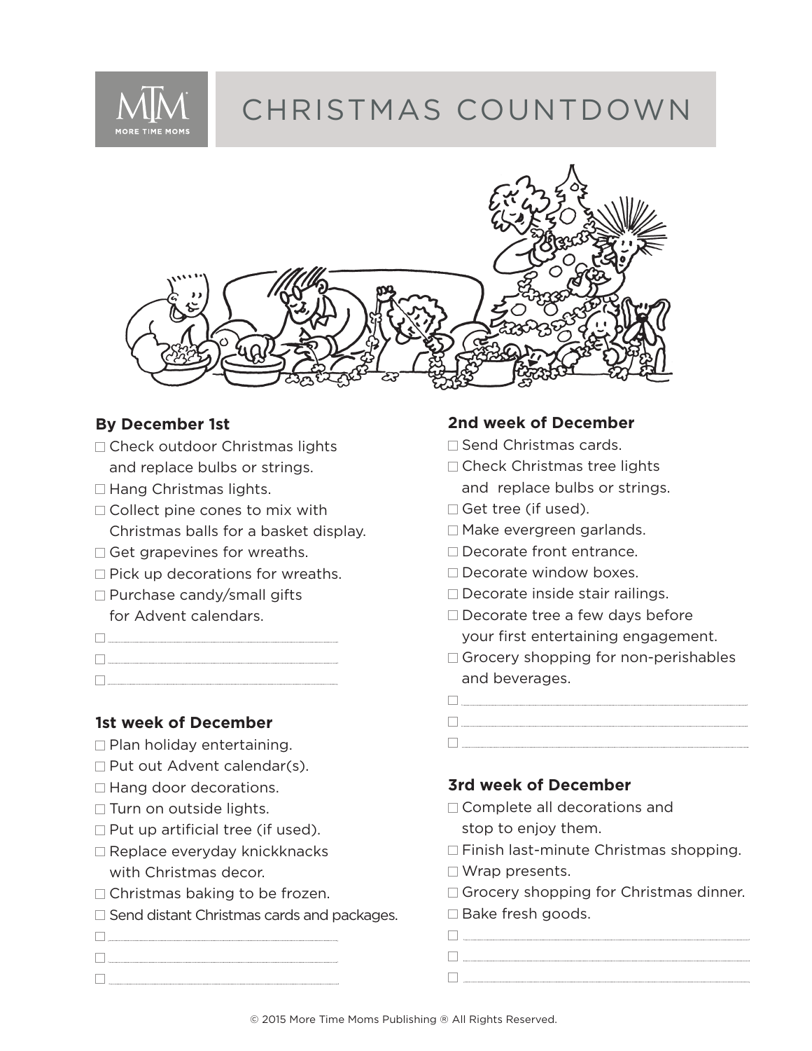# CHRISTMAS COUNTDOWN

## By December 1st

- ☐ Check outdoor Christmas lights and replace bulbs or strings.
- ☐ Hang Christmas lights.
- ☐ Collect pine cones to mix with Christmas balls for a basket display.
- ☐ Get grapevines for wreaths.
- ☐ Pick up decorations for wreaths.
- ☐ Purchase candy/small gifts for Advent calendars.
- ☐ ______________________________
- ☐ ______________________________
- ☐ ______________________________

## 1st week of December

- ☐ Plan holiday entertaining.
- ☐ Put out Advent calendar(s).
- ☐ Hang door decorations.
- ☐ Turn on outside lights.
- ☐ Put up artificial tree (if used).
- ☐ Replace everyday knickknacks with Christmas decor.
- ☐ Christmas baking to be frozen.
- ☐ Send distant Christmas cards and packages.
- ☐ ______________________________
- ☐ ______________________________
- ☐ ______________________________

## 2nd week of December

- ☐ Send Christmas cards.
- ☐ Check Christmas tree lights and replace bulbs or strings.
- ☐ Get tree (if used).
- ☐ Make evergreen garlands.
- ☐ Decorate front entrance.
- ☐ Decorate window boxes.
- ☐ Decorate inside stair railings.
- ☐ Decorate tree a few days before your first entertaining engagement.
- ☐ Grocery shopping for non-perishables and beverages.
- ☐ ______________________________
- ☐ ______________________________
- ☐ ______________________________

## 3rd week of December

- ☐ Complete all decorations and stop to enjoy them.
- ☐ Finish last-minute Christmas shopping.
- ☐ Wrap presents.
- ☐ Grocery shopping for Christmas dinner.
- ☐ Bake fresh goods.
- ☐ ______________________________
- ☐ ______________________________
- ☐ ______________________________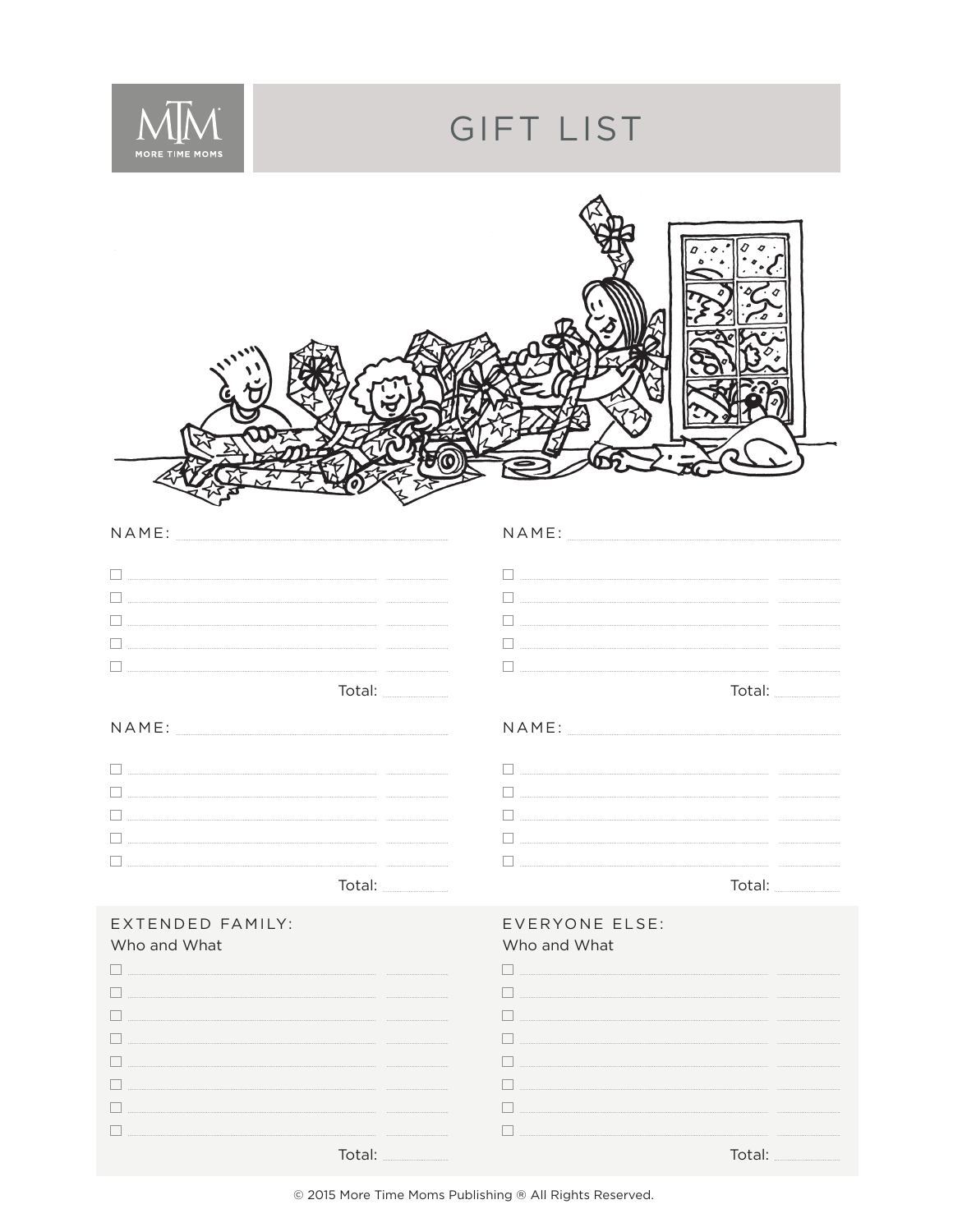# GIFT LIST

MTM
MORE TIME MOMS

NAME:

- ☐
- ☐
- ☐
- ☐
- ☐

Total:

NAME:

- ☐
- ☐
- ☐
- ☐
- ☐

Total:

NAME:

- ☐
- ☐
- ☐
- ☐
- ☐

Total:

NAME:

- ☐
- ☐
- ☐
- ☐
- ☐

Total:

EXTENDED FAMILY:
Who and What

- ☐
- ☐
- ☐
- ☐
- ☐
- ☐
- ☐
- ☐

Total:

EVERYONE ELSE:
Who and What

- ☐
- ☐
- ☐
- ☐
- ☐
- ☐
- ☐
- ☐

Total:

© 2015 More Time Moms Publishing ® All Rights Reserved.